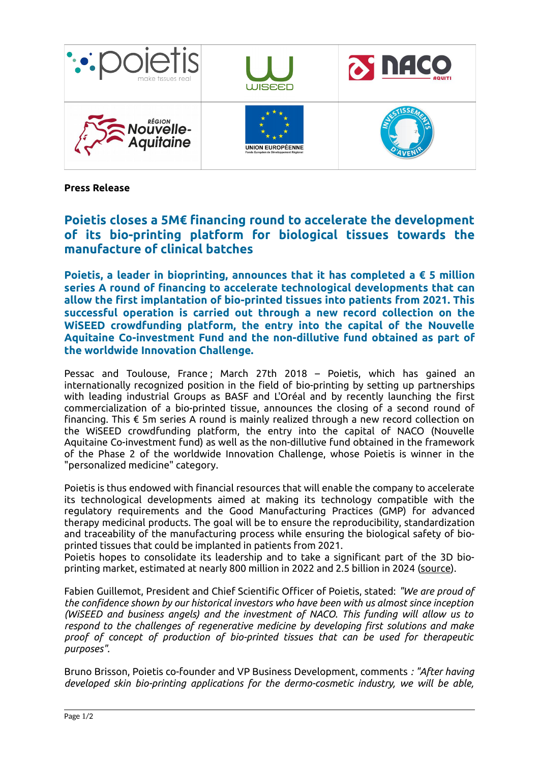**Press Release**

## Poietis closes a 5M€ financing round to accelerate the development of its bio-printing platform for biological tissues towards the manufacture of clinical batches

**Poietis, a leader in bioprinting, announces that it has completed a € 5 million series A round of financing to accelerate technological developments that can allow the first implantation of bio-printed tissues into patients from 2021. This successful operation is carried out through a new record collection on the WiSEED crowdfunding platform, the entry into the capital of the Nouvelle Aquitaine Co-investment Fund and the non-dillutive fund obtained as part of the worldwide Innovation Challenge.**

Pessac and Toulouse, France ; March 27th 2018 – Poietis, which has gained an internationally recognized position in the field of bio-printing by setting up partnerships with leading industrial Groups as BASF and L'Oréal and by recently launching the first commercialization of a bio-printed tissue, announces the closing of a second round of financing. This € 5m series A round is mainly realized through a new record collection on the WiSEED crowdfunding platform, the entry into the capital of NACO (Nouvelle Aquitaine Co-investment fund) as well as the non-dillutive fund obtained in the framework of the Phase 2 of the worldwide Innovation Challenge, whose Poietis is winner in the "personalized medicine" category.

Poietis is thus endowed with financial resources that will enable the company to accelerate its technological developments aimed at making its technology compatible with the regulatory requirements and the Good Manufacturing Practices (GMP) for advanced therapy medicinal products. The goal will be to ensure the reproducibility, standardization and traceability of the manufacturing process while ensuring the biological safety of bio-printed tissues that could be implanted in patients from 2021.
Poietis hopes to consolidate its leadership and to take a significant part of the 3D bio-printing market, estimated at nearly 800 million in 2022 and 2.5 billion in 2024 (source).

Fabien Guillemot, President and Chief Scientific Officer of Poietis, stated: *"We are proud of the confidence shown by our historical investors who have been with us almost since inception (WiSEED and business angels) and the investment of NACO. This funding will allow us to respond to the challenges of regenerative medicine by developing first solutions and make proof of concept of production of bio-printed tissues that can be used for therapeutic purposes".*

Bruno Brisson, Poietis co-founder and VP Business Development, comments *: "After having developed skin bio-printing applications for the dermo-cosmetic industry, we will be able,*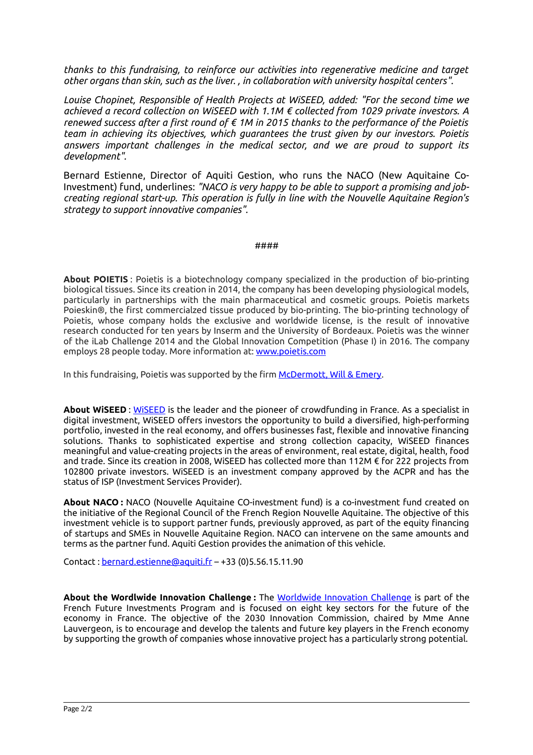*thanks to this fundraising, to reinforce our activities into regenerative medicine and target other organs than skin, such as the liver. , in collaboration with university hospital centers".*

*Louise Chopinet, Responsible of Health Projects at WiSEED, added: "For the second time we achieved a record collection on WiSEED with 1.1M € collected from 1029 private investors. A renewed success after a first round of € 1M in 2015 thanks to the performance of the Poietis team in achieving its objectives, which guarantees the trust given by our investors. Poietis answers important challenges in the medical sector, and we are proud to support its development".*

Bernard Estienne, Director of Aquiti Gestion, who runs the NACO (New Aquitaine Co-Investment) fund, underlines: *"NACO is very happy to be able to support a promising and job-creating regional start-up. This operation is fully in line with the Nouvelle Aquitaine Region's strategy to support innovative companies".*

####

**About POIETIS** : Poietis is a biotechnology company specialized in the production of bio-printing biological tissues. Since its creation in 2014, the company has been developing physiological models, particularly in partnerships with the main pharmaceutical and cosmetic groups. Poietis markets Poieskin®, the first commercialzed tissue produced by bio-printing. The bio-printing technology of Poietis, whose company holds the exclusive and worldwide license, is the result of innovative research conducted for ten years by Inserm and the University of Bordeaux. Poietis was the winner of the iLab Challenge 2014 and the Global Innovation Competition (Phase I) in 2016. The company employs 28 people today. More information at: [www.poietis.com](www.poietis.com)

In this fundraising, Poietis was supported by the firm McDermott, Will & Emery.

**About WiSEED** : WiSEED is the leader and the pioneer of crowdfunding in France. As a specialist in digital investment, WiSEED offers investors the opportunity to build a diversified, high-performing portfolio, invested in the real economy, and offers businesses fast, flexible and innovative financing solutions. Thanks to sophisticated expertise and strong collection capacity, WiSEED finances meaningful and value-creating projects in the areas of environment, real estate, digital, health, food and trade. Since its creation in 2008, WiSEED has collected more than 112M € for 222 projects from 102800 private investors. WiSEED is an investment company approved by the ACPR and has the status of ISP (Investment Services Provider).

**About NACO :** NACO (Nouvelle Aquitaine CO-investment fund) is a co-investment fund created on the initiative of the Regional Council of the French Region Nouvelle Aquitaine. The objective of this investment vehicle is to support partner funds, previously approved, as part of the equity financing of startups and SMEs in Nouvelle Aquitaine Region. NACO can intervene on the same amounts and terms as the partner fund. Aquiti Gestion provides the animation of this vehicle.

Contact : bernard.estienne@aquiti.fr – +33 (0)5.56.15.11.90

**About the Wordlwide Innovation Challenge :** The Worldwide Innovation Challenge is part of the French Future Investments Program and is focused on eight key sectors for the future of the economy in France. The objective of the 2030 Innovation Commission, chaired by Mme Anne Lauvergeon, is to encourage and develop the talents and future key players in the French economy by supporting the growth of companies whose innovative project has a particularly strong potential.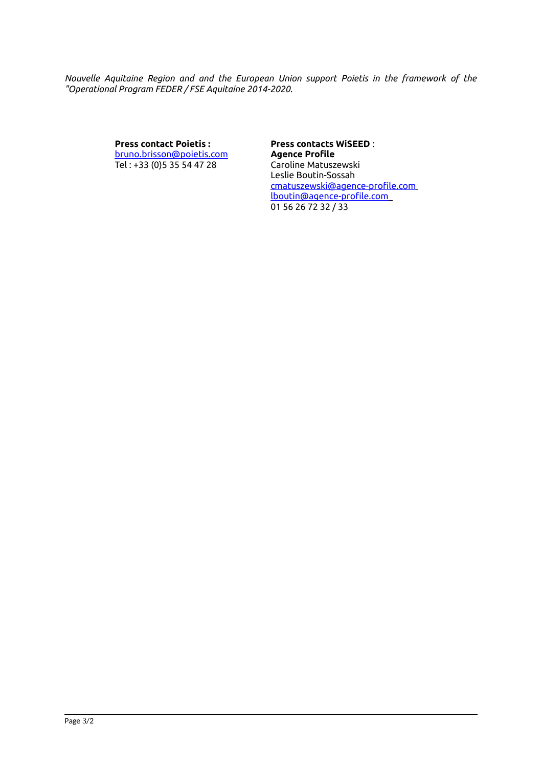*Nouvelle Aquitaine Region and and the European Union support Poietis in the framework of the "Operational Program FEDER / FSE Aquitaine 2014-2020.*

**Press contact Poietis :**
bruno.brisson@poietis.com
Tel : +33 (0)5 35 54 47 28

**Press contacts WiSEED** :
**Agence Profile**
Caroline Matuszewski
Leslie Boutin-Sossah
cmatuszewski@agence-profile.com
lboutin@agence-profile.com
01 56 26 72 32 / 33